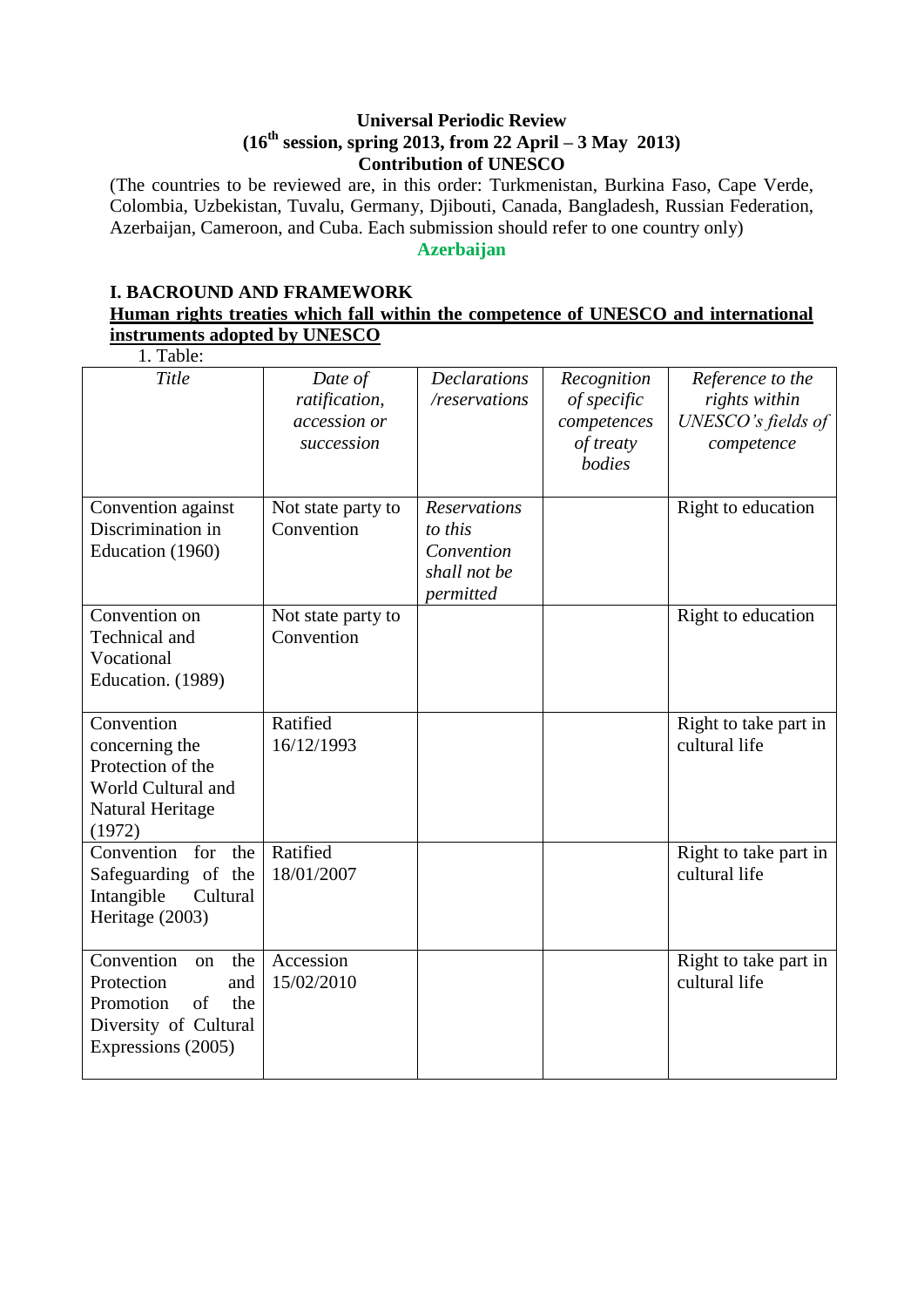**Universal Periodic Review**
**(16th session, spring 2013, from 22 April – 3 May 2013)**
**Contribution of UNESCO**

(The countries to be reviewed are, in this order: Turkmenistan, Burkina Faso, Cape Verde, Colombia, Uzbekistan, Tuvalu, Germany, Djibouti, Canada, Bangladesh, Russian Federation, Azerbaijan, Cameroon, and Cuba. Each submission should refer to one country only)

**Azerbaijan**

## I. BACROUND AND FRAMEWORK

**Human rights treaties which fall within the competence of UNESCO and international instruments adopted by UNESCO**

1. Table:

| *Title* | *Date of ratification, accession or succession* | *Declarations /reservations* | *Recognition of specific competences of treaty bodies* | *Reference to the rights within UNESCO's fields of competence* |
|---|---|---|---|---|
| Convention against Discrimination in Education (1960) | Not state party to Convention | *Reservations to this Convention shall not be permitted* | | Right to education |
| Convention on Technical and Vocational Education. (1989) | Not state party to Convention | | | Right to education |
| Convention concerning the Protection of the World Cultural and Natural Heritage (1972) | Ratified 16/12/1993 | | | Right to take part in cultural life |
| Convention for the Safeguarding of the Intangible Cultural Heritage (2003) | Ratified 18/01/2007 | | | Right to take part in cultural life |
| Convention on the Protection and Promotion of the Diversity of Cultural Expressions (2005) | Accession 15/02/2010 | | | Right to take part in cultural life |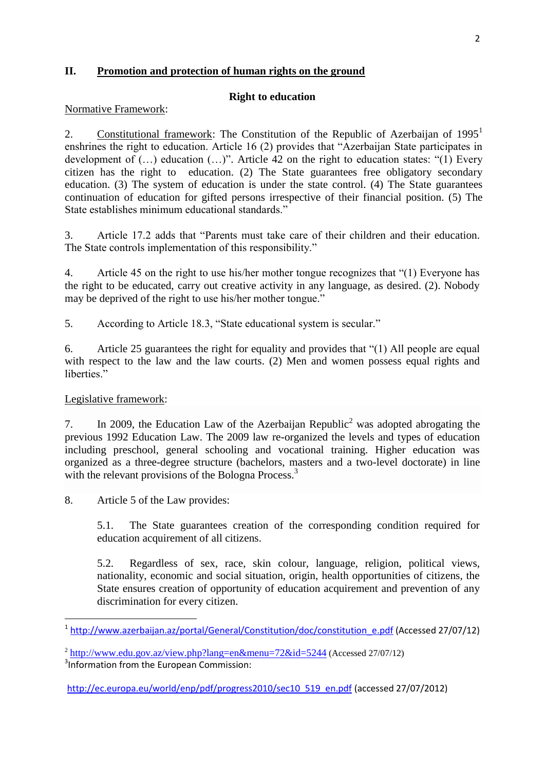## II. Promotion and protection of human rights on the ground

### Right to education

Normative Framework:

2. Constitutional framework: The Constitution of the Republic of Azerbaijan of 1995[1] enshrines the right to education. Article 16 (2) provides that "Azerbaijan State participates in development of (…) education (…)". Article 42 on the right to education states: "(1) Every citizen has the right to education. (2) The State guarantees free obligatory secondary education. (3) The system of education is under the state control. (4) The State guarantees continuation of education for gifted persons irrespective of their financial position. (5) The State establishes minimum educational standards."

3. Article 17.2 adds that "Parents must take care of their children and their education. The State controls implementation of this responsibility."

4. Article 45 on the right to use his/her mother tongue recognizes that "(1) Everyone has the right to be educated, carry out creative activity in any language, as desired. (2). Nobody may be deprived of the right to use his/her mother tongue."

5. According to Article 18.3, "State educational system is secular."

6. Article 25 guarantees the right for equality and provides that "(1) All people are equal with respect to the law and the law courts. (2) Men and women possess equal rights and liberties."

Legislative framework:

7. In 2009, the Education Law of the Azerbaijan Republic[2] was adopted abrogating the previous 1992 Education Law. The 2009 law re-organized the levels and types of education including preschool, general schooling and vocational training. Higher education was organized as a three-degree structure (bachelors, masters and a two-level doctorate) in line with the relevant provisions of the Bologna Process.[3]

8. Article 5 of the Law provides:

> 5.1. The State guarantees creation of the corresponding condition required for education acquirement of all citizens.
>
> 5.2. Regardless of sex, race, skin colour, language, religion, political views, nationality, economic and social situation, origin, health opportunities of citizens, the State ensures creation of opportunity of education acquirement and prevention of any discrimination for every citizen.

---

[1] http://www.azerbaijan.az/portal/General/Constitution/doc/constitution_e.pdf (Accessed 27/07/12)

[2] http://www.edu.gov.az/view.php?lang=en&menu=72&id=5244 (Accessed 27/07/12)

[3] Information from the European Commission:

http://ec.europa.eu/world/enp/pdf/progress2010/sec10_519_en.pdf (accessed 27/07/2012)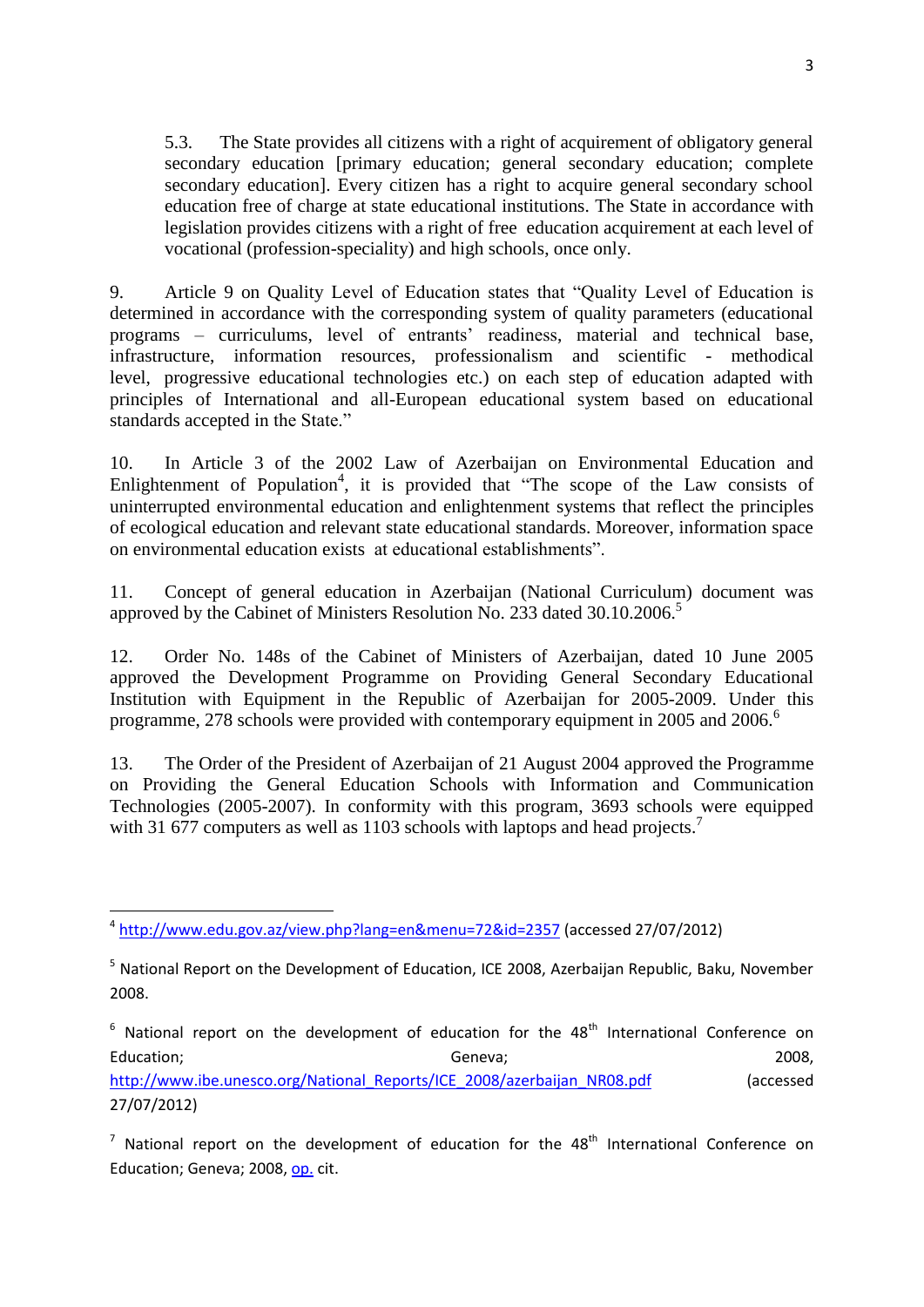5.3. The State provides all citizens with a right of acquirement of obligatory general secondary education [primary education; general secondary education; complete secondary education]. Every citizen has a right to acquire general secondary school education free of charge at state educational institutions. The State in accordance with legislation provides citizens with a right of free education acquirement at each level of vocational (profession-speciality) and high schools, once only.

9. Article 9 on Quality Level of Education states that "Quality Level of Education is determined in accordance with the corresponding system of quality parameters (educational programs – curriculums, level of entrants' readiness, material and technical base, infrastructure, information resources, professionalism and scientific - methodical level, progressive educational technologies etc.) on each step of education adapted with principles of International and all-European educational system based on educational standards accepted in the State."

10. In Article 3 of the 2002 Law of Azerbaijan on Environmental Education and Enlightenment of Population[4], it is provided that "The scope of the Law consists of uninterrupted environmental education and enlightenment systems that reflect the principles of ecological education and relevant state educational standards. Moreover, information space on environmental education exists at educational establishments".

11. Concept of general education in Azerbaijan (National Curriculum) document was approved by the Cabinet of Ministers Resolution No. 233 dated 30.10.2006.[5]

12. Order No. 148s of the Cabinet of Ministers of Azerbaijan, dated 10 June 2005 approved the Development Programme on Providing General Secondary Educational Institution with Equipment in the Republic of Azerbaijan for 2005-2009. Under this programme, 278 schools were provided with contemporary equipment in 2005 and 2006.[6]

13. The Order of the President of Azerbaijan of 21 August 2004 approved the Programme on Providing the General Education Schools with Information and Communication Technologies (2005-2007). In conformity with this program, 3693 schools were equipped with 31 677 computers as well as 1103 schools with laptops and head projects.[7]

---

[4] http://www.edu.gov.az/view.php?lang=en&menu=72&id=2357 (accessed 27/07/2012)

[5] National Report on the Development of Education, ICE 2008, Azerbaijan Republic, Baku, November 2008.

[6] National report on the development of education for the 48th International Conference on Education; Geneva; 2008, http://www.ibe.unesco.org/National_Reports/ICE_2008/azerbaijan_NR08.pdf (accessed 27/07/2012)

[7] National report on the development of education for the 48th International Conference on Education; Geneva; 2008, op. cit.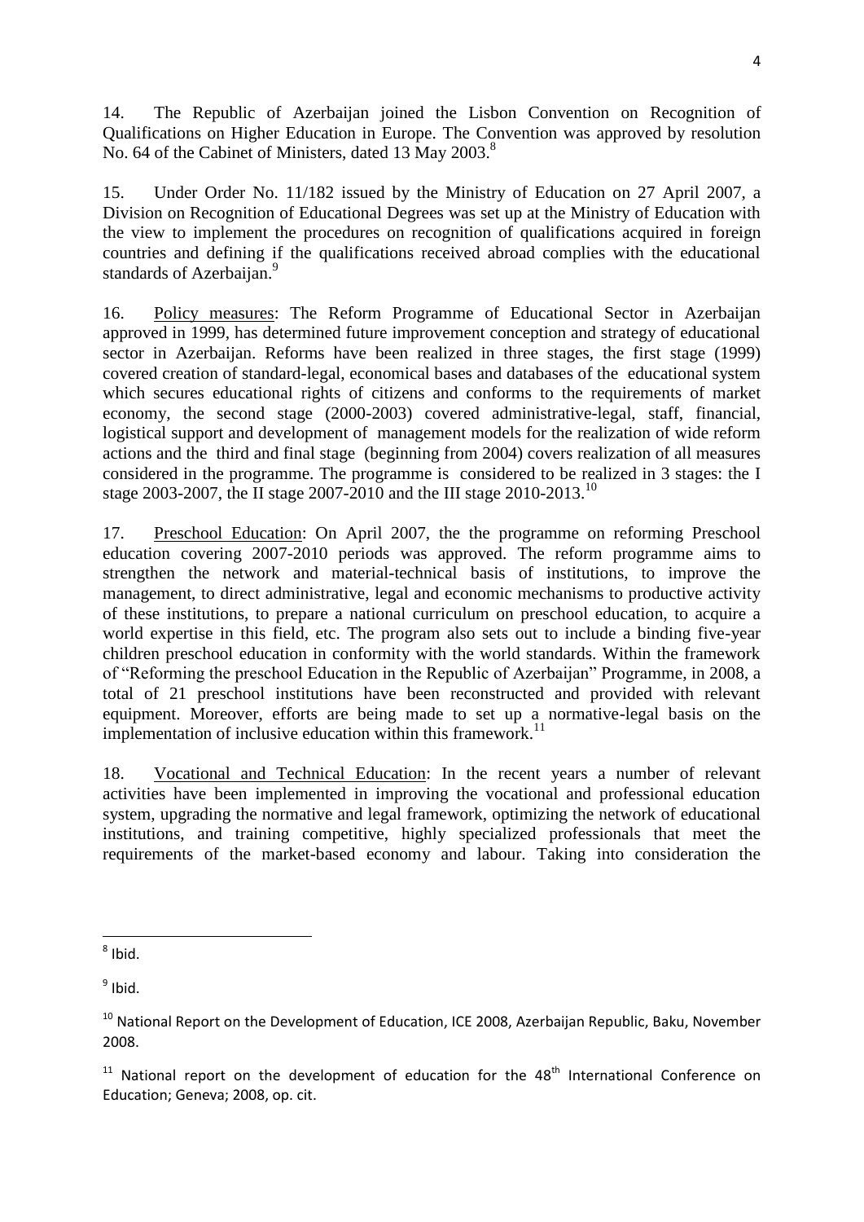14. The Republic of Azerbaijan joined the Lisbon Convention on Recognition of Qualifications on Higher Education in Europe. The Convention was approved by resolution No. 64 of the Cabinet of Ministers, dated 13 May 2003.[8]

15. Under Order No. 11/182 issued by the Ministry of Education on 27 April 2007, a Division on Recognition of Educational Degrees was set up at the Ministry of Education with the view to implement the procedures on recognition of qualifications acquired in foreign countries and defining if the qualifications received abroad complies with the educational standards of Azerbaijan.[9]

16. Policy measures: The Reform Programme of Educational Sector in Azerbaijan approved in 1999, has determined future improvement conception and strategy of educational sector in Azerbaijan. Reforms have been realized in three stages, the first stage (1999) covered creation of standard-legal, economical bases and databases of the educational system which secures educational rights of citizens and conforms to the requirements of market economy, the second stage (2000-2003) covered administrative-legal, staff, financial, logistical support and development of management models for the realization of wide reform actions and the third and final stage (beginning from 2004) covers realization of all measures considered in the programme. The programme is considered to be realized in 3 stages: the I stage 2003-2007, the II stage 2007-2010 and the III stage 2010-2013.[10]

17. Preschool Education: On April 2007, the the programme on reforming Preschool education covering 2007-2010 periods was approved. The reform programme aims to strengthen the network and material-technical basis of institutions, to improve the management, to direct administrative, legal and economic mechanisms to productive activity of these institutions, to prepare a national curriculum on preschool education, to acquire a world expertise in this field, etc. The program also sets out to include a binding five-year children preschool education in conformity with the world standards. Within the framework of "Reforming the preschool Education in the Republic of Azerbaijan" Programme, in 2008, a total of 21 preschool institutions have been reconstructed and provided with relevant equipment. Moreover, efforts are being made to set up a normative-legal basis on the implementation of inclusive education within this framework.[11]

18. Vocational and Technical Education: In the recent years a number of relevant activities have been implemented in improving the vocational and professional education system, upgrading the normative and legal framework, optimizing the network of educational institutions, and training competitive, highly specialized professionals that meet the requirements of the market-based economy and labour. Taking into consideration the

---

[8] Ibid.

[9] Ibid.

[10] National Report on the Development of Education, ICE 2008, Azerbaijan Republic, Baku, November 2008.

[11] National report on the development of education for the 48th International Conference on Education; Geneva; 2008, op. cit.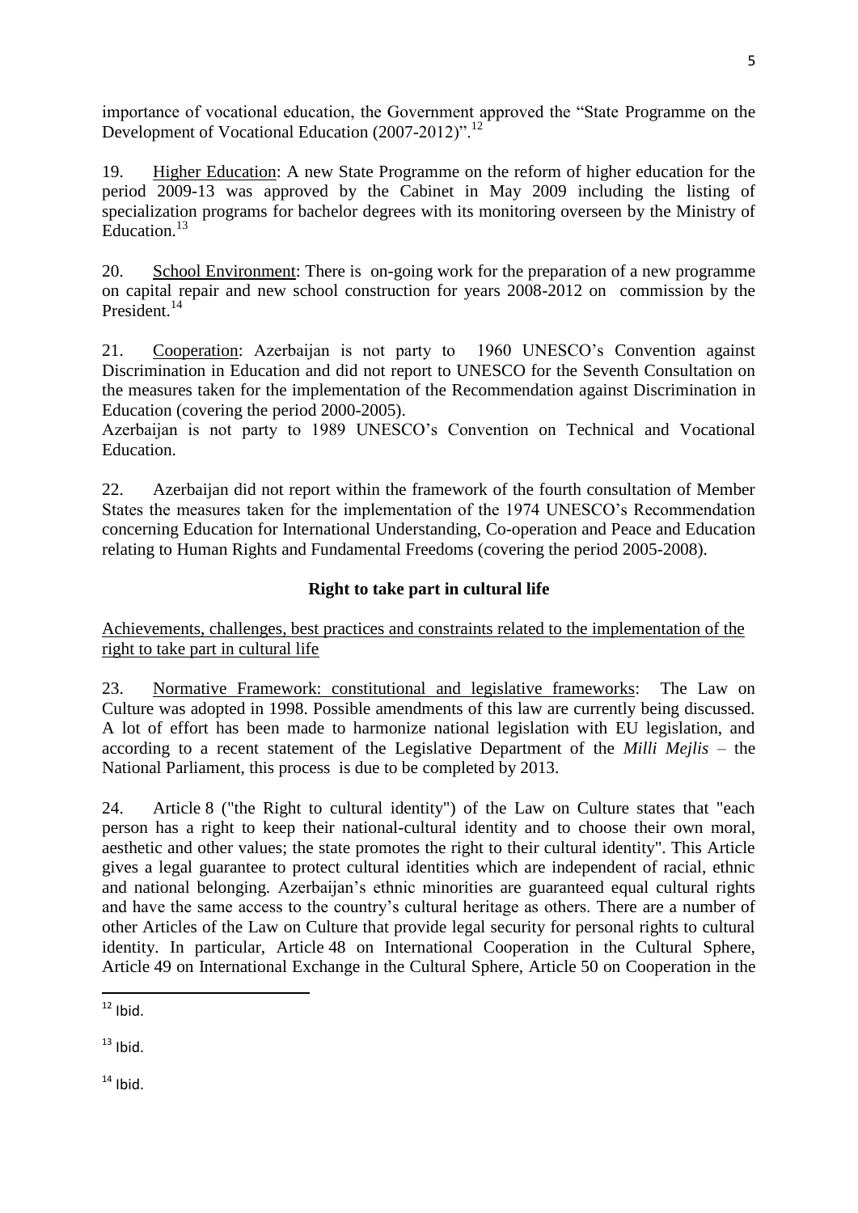importance of vocational education, the Government approved the "State Programme on the Development of Vocational Education (2007-2012)".[12]

19. Higher Education: A new State Programme on the reform of higher education for the period 2009-13 was approved by the Cabinet in May 2009 including the listing of specialization programs for bachelor degrees with its monitoring overseen by the Ministry of Education.[13]

20. School Environment: There is on-going work for the preparation of a new programme on capital repair and new school construction for years 2008-2012 on commission by the President.[14]

21. Cooperation: Azerbaijan is not party to 1960 UNESCO's Convention against Discrimination in Education and did not report to UNESCO for the Seventh Consultation on the measures taken for the implementation of the Recommendation against Discrimination in Education (covering the period 2000-2005).

Azerbaijan is not party to 1989 UNESCO's Convention on Technical and Vocational Education.

22. Azerbaijan did not report within the framework of the fourth consultation of Member States the measures taken for the implementation of the 1974 UNESCO's Recommendation concerning Education for International Understanding, Co-operation and Peace and Education relating to Human Rights and Fundamental Freedoms (covering the period 2005-2008).

## Right to take part in cultural life

Achievements, challenges, best practices and constraints related to the implementation of the right to take part in cultural life

23. Normative Framework: constitutional and legislative frameworks: The Law on Culture was adopted in 1998. Possible amendments of this law are currently being discussed. A lot of effort has been made to harmonize national legislation with EU legislation, and according to a recent statement of the Legislative Department of the *Milli Mejlis* – the National Parliament, this process is due to be completed by 2013.

24. Article 8 ("the Right to cultural identity") of the Law on Culture states that "each person has a right to keep their national-cultural identity and to choose their own moral, aesthetic and other values; the state promotes the right to their cultural identity". This Article gives a legal guarantee to protect cultural identities which are independent of racial, ethnic and national belonging. Azerbaijan's ethnic minorities are guaranteed equal cultural rights and have the same access to the country's cultural heritage as others. There are a number of other Articles of the Law on Culture that provide legal security for personal rights to cultural identity. In particular, Article 48 on International Cooperation in the Cultural Sphere, Article 49 on International Exchange in the Cultural Sphere, Article 50 on Cooperation in the

[12] Ibid.

[13] Ibid.

[14] Ibid.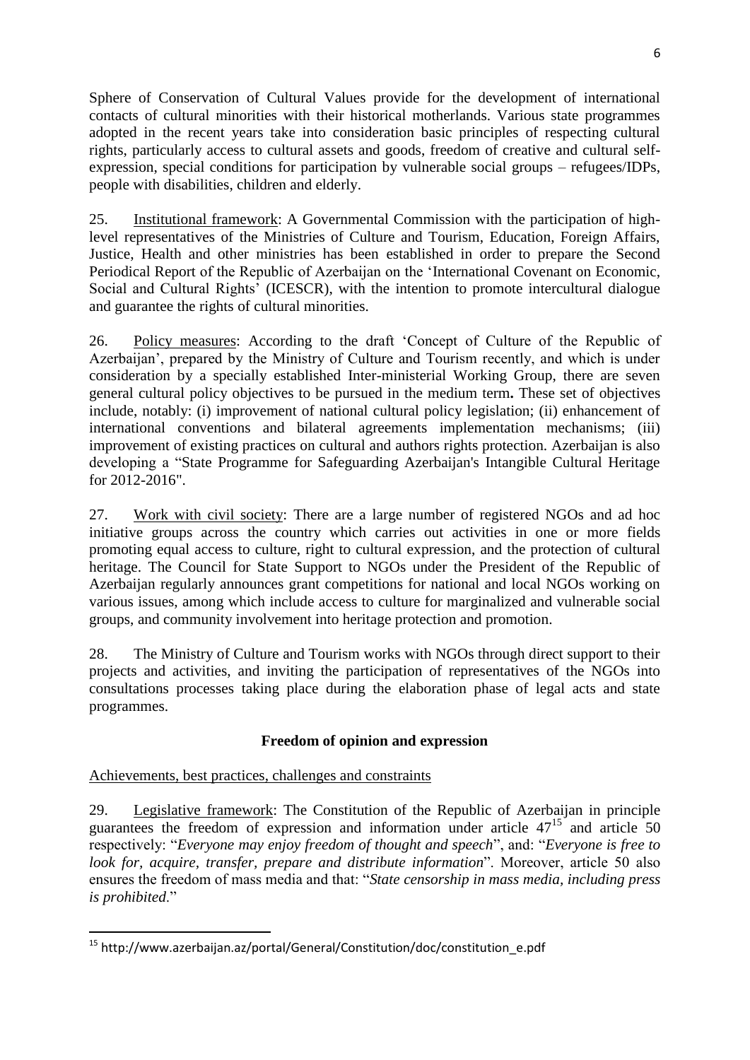Sphere of Conservation of Cultural Values provide for the development of international contacts of cultural minorities with their historical motherlands. Various state programmes adopted in the recent years take into consideration basic principles of respecting cultural rights, particularly access to cultural assets and goods, freedom of creative and cultural self-expression, special conditions for participation by vulnerable social groups – refugees/IDPs, people with disabilities, children and elderly.

25. Institutional framework: A Governmental Commission with the participation of high-level representatives of the Ministries of Culture and Tourism, Education, Foreign Affairs, Justice, Health and other ministries has been established in order to prepare the Second Periodical Report of the Republic of Azerbaijan on the 'International Covenant on Economic, Social and Cultural Rights' (ICESCR), with the intention to promote intercultural dialogue and guarantee the rights of cultural minorities.

26. Policy measures: According to the draft 'Concept of Culture of the Republic of Azerbaijan', prepared by the Ministry of Culture and Tourism recently, and which is under consideration by a specially established Inter-ministerial Working Group, there are seven general cultural policy objectives to be pursued in the medium term**.** These set of objectives include, notably: (i) improvement of national cultural policy legislation; (ii) enhancement of international conventions and bilateral agreements implementation mechanisms; (iii) improvement of existing practices on cultural and authors rights protection. Azerbaijan is also developing a "State Programme for Safeguarding Azerbaijan's Intangible Cultural Heritage for 2012-2016".

27. Work with civil society: There are a large number of registered NGOs and ad hoc initiative groups across the country which carries out activities in one or more fields promoting equal access to culture, right to cultural expression, and the protection of cultural heritage. The Council for State Support to NGOs under the President of the Republic of Azerbaijan regularly announces grant competitions for national and local NGOs working on various issues, among which include access to culture for marginalized and vulnerable social groups, and community involvement into heritage protection and promotion.

28. The Ministry of Culture and Tourism works with NGOs through direct support to their projects and activities, and inviting the participation of representatives of the NGOs into consultations processes taking place during the elaboration phase of legal acts and state programmes.

## Freedom of opinion and expression

Achievements, best practices, challenges and constraints

29. Legislative framework: The Constitution of the Republic of Azerbaijan in principle guarantees the freedom of expression and information under article 47[15] and article 50 respectively: "*Everyone may enjoy freedom of thought and speech*", and: "*Everyone is free to look for, acquire, transfer, prepare and distribute information*". Moreover, article 50 also ensures the freedom of mass media and that: "*State censorship in mass media, including press is prohibited.*"

[15] http://www.azerbaijan.az/portal/General/Constitution/doc/constitution_e.pdf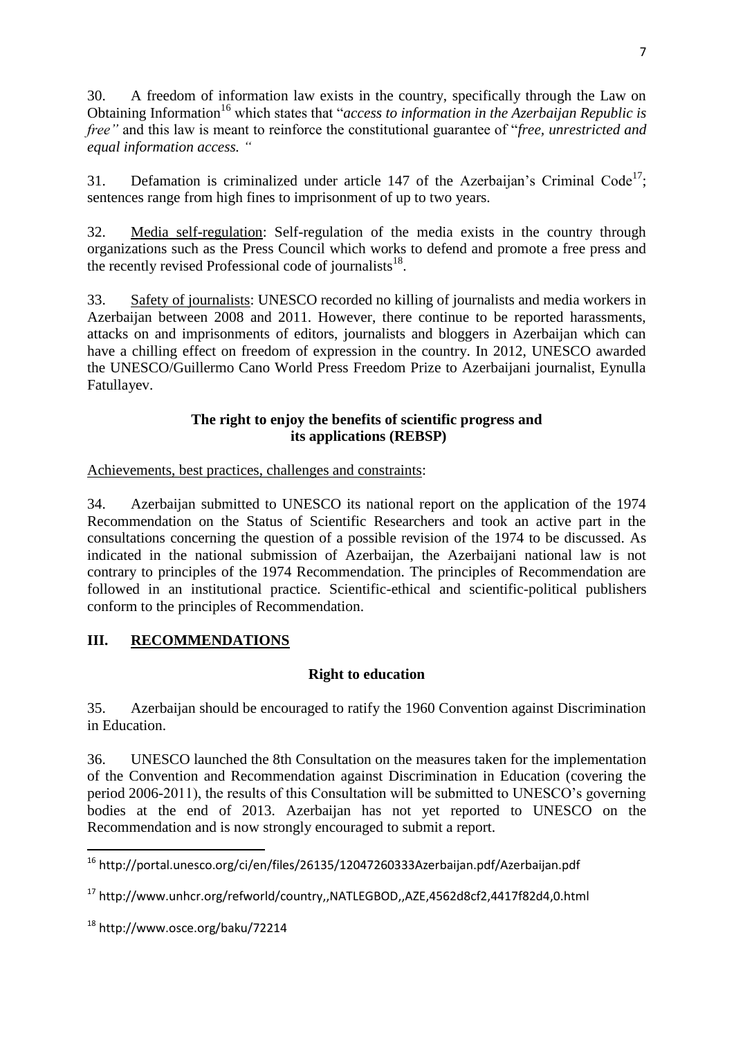30. A freedom of information law exists in the country, specifically through the Law on Obtaining Information[16] which states that "*access to information in the Azerbaijan Republic is free"* and this law is meant to reinforce the constitutional guarantee of "*free, unrestricted and equal information access. "*

31. Defamation is criminalized under article 147 of the Azerbaijan's Criminal Code[17]; sentences range from high fines to imprisonment of up to two years.

32. Media self-regulation: Self-regulation of the media exists in the country through organizations such as the Press Council which works to defend and promote a free press and the recently revised Professional code of journalists[18].

33. Safety of journalists: UNESCO recorded no killing of journalists and media workers in Azerbaijan between 2008 and 2011. However, there continue to be reported harassments, attacks on and imprisonments of editors, journalists and bloggers in Azerbaijan which can have a chilling effect on freedom of expression in the country. In 2012, UNESCO awarded the UNESCO/Guillermo Cano World Press Freedom Prize to Azerbaijani journalist, Eynulla Fatullayev.

**The right to enjoy the benefits of scientific progress and its applications (REBSP)**

Achievements, best practices, challenges and constraints:

34. Azerbaijan submitted to UNESCO its national report on the application of the 1974 Recommendation on the Status of Scientific Researchers and took an active part in the consultations concerning the question of a possible revision of the 1974 to be discussed. As indicated in the national submission of Azerbaijan, the Azerbaijani national law is not contrary to principles of the 1974 Recommendation. The principles of Recommendation are followed in an institutional practice. Scientific-ethical and scientific-political publishers conform to the principles of Recommendation.

## III. RECOMMENDATIONS

**Right to education**

35. Azerbaijan should be encouraged to ratify the 1960 Convention against Discrimination in Education.

36. UNESCO launched the 8th Consultation on the measures taken for the implementation of the Convention and Recommendation against Discrimination in Education (covering the period 2006-2011), the results of this Consultation will be submitted to UNESCO's governing bodies at the end of 2013. Azerbaijan has not yet reported to UNESCO on the Recommendation and is now strongly encouraged to submit a report.

---

[16] http://portal.unesco.org/ci/en/files/26135/12047260333Azerbaijan.pdf/Azerbaijan.pdf

[17] http://www.unhcr.org/refworld/country,,NATLEGBOD,,AZE,4562d8cf2,4417f82d4,0.html

[18] http://www.osce.org/baku/72214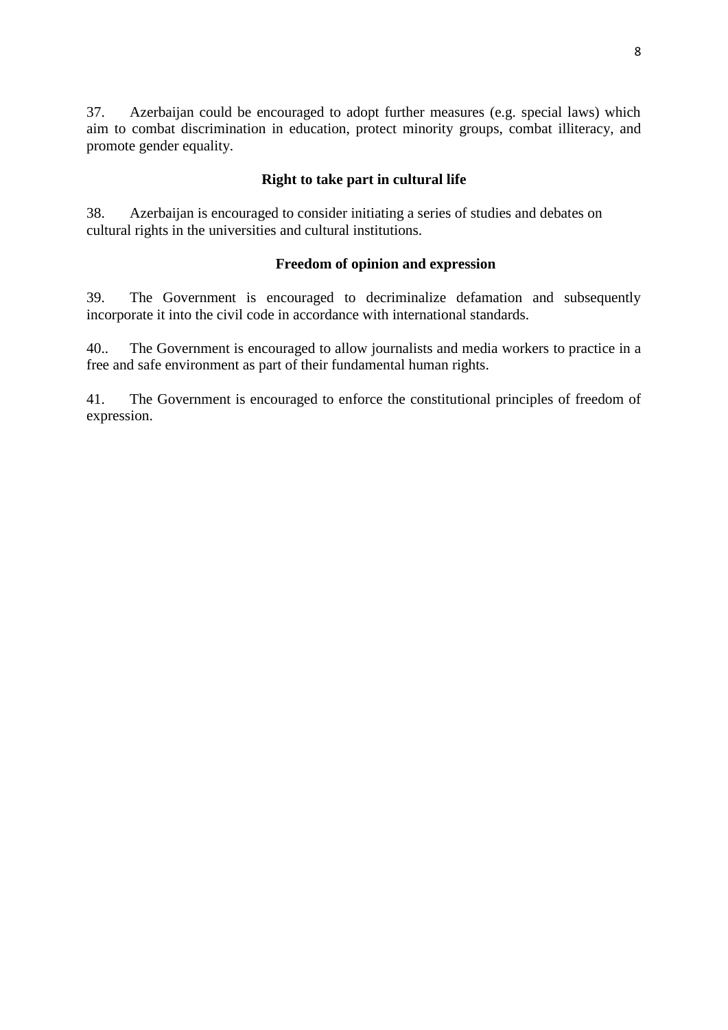37. Azerbaijan could be encouraged to adopt further measures (e.g. special laws) which aim to combat discrimination in education, protect minority groups, combat illiteracy, and promote gender equality.

**Right to take part in cultural life**

38. Azerbaijan is encouraged to consider initiating a series of studies and debates on cultural rights in the universities and cultural institutions.

**Freedom of opinion and expression**

39. The Government is encouraged to decriminalize defamation and subsequently incorporate it into the civil code in accordance with international standards.

40.. The Government is encouraged to allow journalists and media workers to practice in a free and safe environment as part of their fundamental human rights.

41. The Government is encouraged to enforce the constitutional principles of freedom of expression.